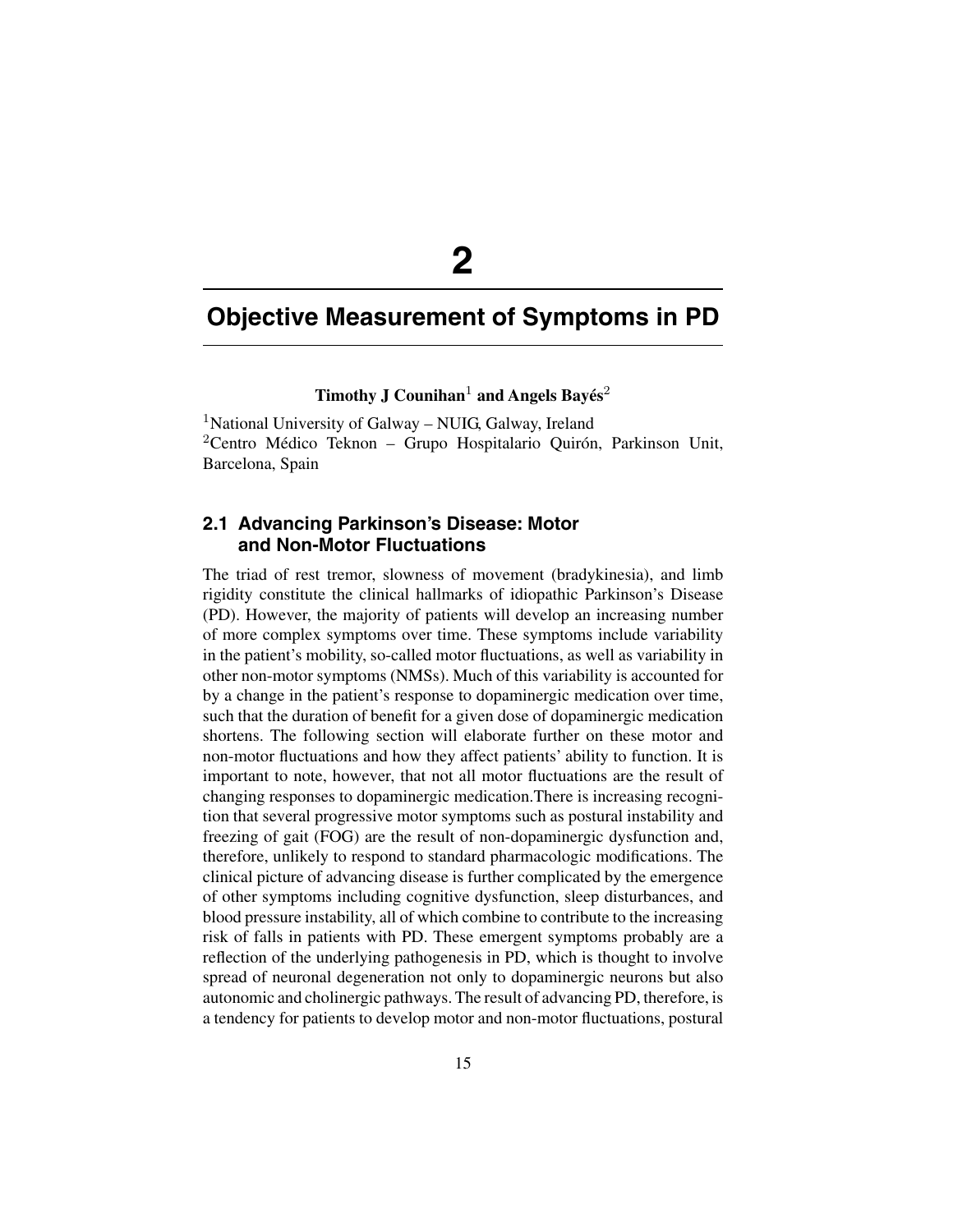# 2

# Objective Measurement of Symptoms in PD

**Timothy J Counihan[1] and Angels Bayés[2]**

[1]National University of Galway – NUIG, Galway, Ireland
[2]Centro Médico Teknon – Grupo Hospitalario Quirón, Parkinson Unit, Barcelona, Spain

## 2.1 Advancing Parkinson's Disease: Motor and Non-Motor Fluctuations

The triad of rest tremor, slowness of movement (bradykinesia), and limb rigidity constitute the clinical hallmarks of idiopathic Parkinson's Disease (PD). However, the majority of patients will develop an increasing number of more complex symptoms over time. These symptoms include variability in the patient's mobility, so-called motor fluctuations, as well as variability in other non-motor symptoms (NMSs). Much of this variability is accounted for by a change in the patient's response to dopaminergic medication over time, such that the duration of benefit for a given dose of dopaminergic medication shortens. The following section will elaborate further on these motor and non-motor fluctuations and how they affect patients' ability to function. It is important to note, however, that not all motor fluctuations are the result of changing responses to dopaminergic medication.There is increasing recognition that several progressive motor symptoms such as postural instability and freezing of gait (FOG) are the result of non-dopaminergic dysfunction and, therefore, unlikely to respond to standard pharmacologic modifications. The clinical picture of advancing disease is further complicated by the emergence of other symptoms including cognitive dysfunction, sleep disturbances, and blood pressure instability, all of which combine to contribute to the increasing risk of falls in patients with PD. These emergent symptoms probably are a reflection of the underlying pathogenesis in PD, which is thought to involve spread of neuronal degeneration not only to dopaminergic neurons but also autonomic and cholinergic pathways. The result of advancing PD, therefore, is a tendency for patients to develop motor and non-motor fluctuations, postural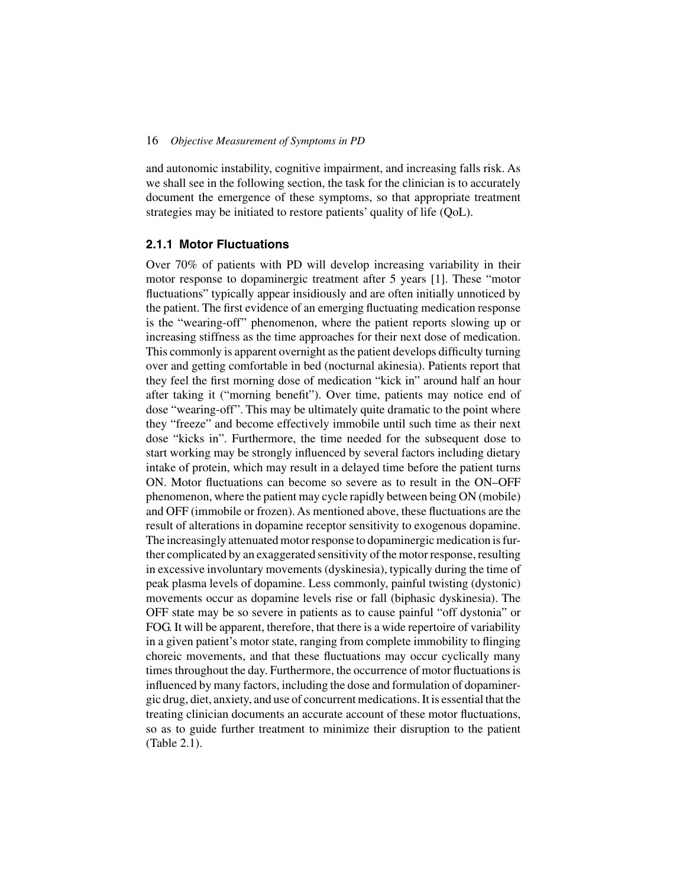and autonomic instability, cognitive impairment, and increasing falls risk. As we shall see in the following section, the task for the clinician is to accurately document the emergence of these symptoms, so that appropriate treatment strategies may be initiated to restore patients' quality of life (QoL).

### 2.1.1 Motor Fluctuations

Over 70% of patients with PD will develop increasing variability in their motor response to dopaminergic treatment after 5 years [1]. These "motor fluctuations" typically appear insidiously and are often initially unnoticed by the patient. The first evidence of an emerging fluctuating medication response is the "wearing-off" phenomenon, where the patient reports slowing up or increasing stiffness as the time approaches for their next dose of medication. This commonly is apparent overnight as the patient develops difficulty turning over and getting comfortable in bed (nocturnal akinesia). Patients report that they feel the first morning dose of medication "kick in" around half an hour after taking it ("morning benefit"). Over time, patients may notice end of dose "wearing-off". This may be ultimately quite dramatic to the point where they "freeze" and become effectively immobile until such time as their next dose "kicks in". Furthermore, the time needed for the subsequent dose to start working may be strongly influenced by several factors including dietary intake of protein, which may result in a delayed time before the patient turns ON. Motor fluctuations can become so severe as to result in the ON–OFF phenomenon, where the patient may cycle rapidly between being ON (mobile) and OFF (immobile or frozen). As mentioned above, these fluctuations are the result of alterations in dopamine receptor sensitivity to exogenous dopamine. The increasingly attenuated motor response to dopaminergic medication is further complicated by an exaggerated sensitivity of the motor response, resulting in excessive involuntary movements (dyskinesia), typically during the time of peak plasma levels of dopamine. Less commonly, painful twisting (dystonic) movements occur as dopamine levels rise or fall (biphasic dyskinesia). The OFF state may be so severe in patients as to cause painful "off dystonia" or FOG. It will be apparent, therefore, that there is a wide repertoire of variability in a given patient's motor state, ranging from complete immobility to flinging choreic movements, and that these fluctuations may occur cyclically many times throughout the day. Furthermore, the occurrence of motor fluctuations is influenced by many factors, including the dose and formulation of dopaminergic drug, diet, anxiety, and use of concurrent medications. It is essential that the treating clinician documents an accurate account of these motor fluctuations, so as to guide further treatment to minimize their disruption to the patient (Table 2.1).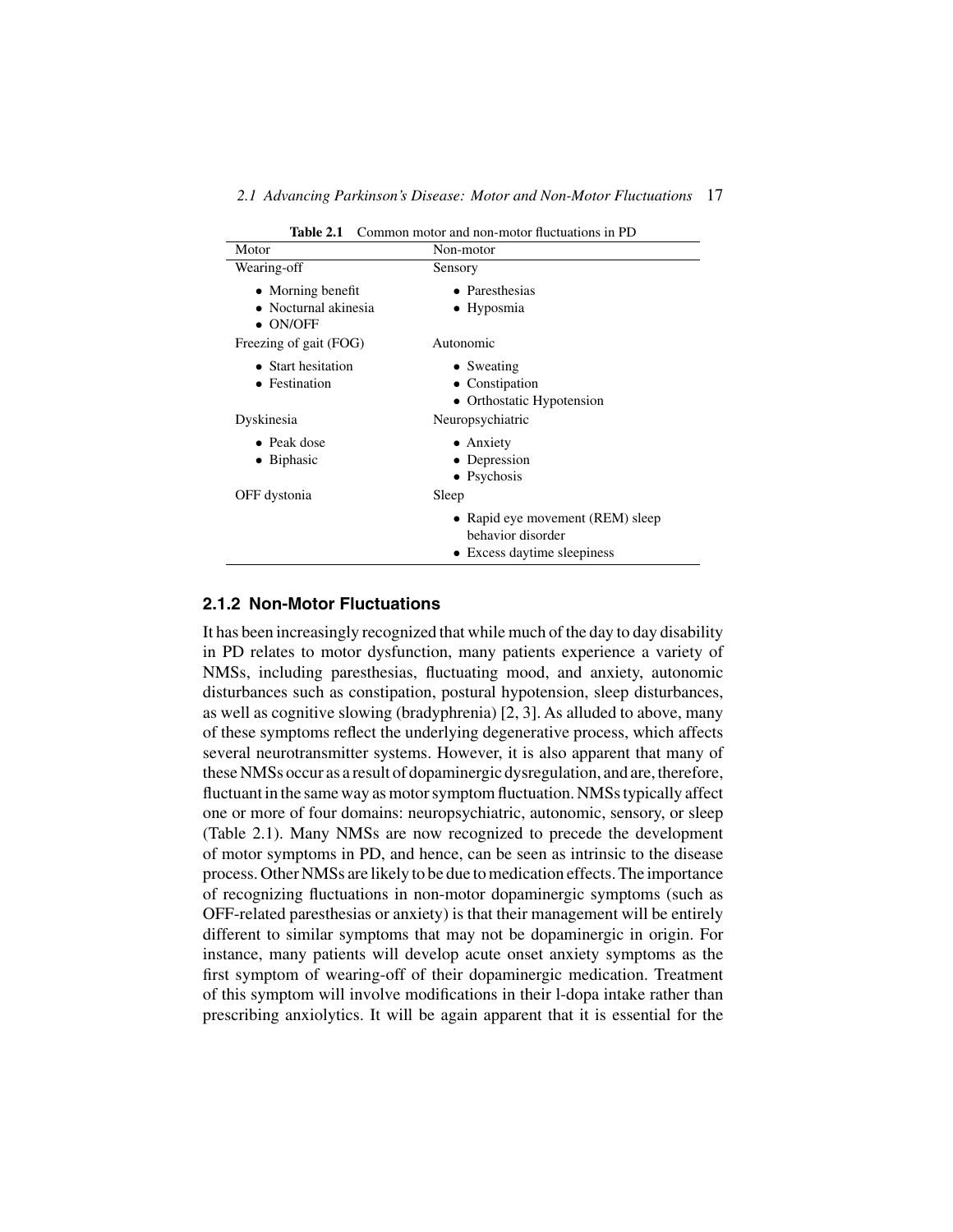**Table 2.1** Common motor and non-motor fluctuations in PD

| Motor | Non-motor |
|---|---|
| Wearing-off | Sensory |
| • Morning benefit<br>• Nocturnal akinesia<br>• ON/OFF | • Paresthesias<br>• Hyposmia |
| Freezing of gait (FOG) | Autonomic |
| • Start hesitation<br>• Festination | • Sweating<br>• Constipation<br>• Orthostatic Hypotension |
| Dyskinesia | Neuropsychiatric |
| • Peak dose<br>• Biphasic | • Anxiety<br>• Depression<br>• Psychosis |
| OFF dystonia | Sleep |
| | • Rapid eye movement (REM) sleep behavior disorder<br>• Excess daytime sleepiness |

### 2.1.2 Non-Motor Fluctuations

It has been increasingly recognized that while much of the day to day disability in PD relates to motor dysfunction, many patients experience a variety of NMSs, including paresthesias, fluctuating mood, and anxiety, autonomic disturbances such as constipation, postural hypotension, sleep disturbances, as well as cognitive slowing (bradyphrenia) [2, 3]. As alluded to above, many of these symptoms reflect the underlying degenerative process, which affects several neurotransmitter systems. However, it is also apparent that many of these NMSs occur as a result of dopaminergic dysregulation, and are, therefore, fluctuant in the same way as motor symptom fluctuation. NMSs typically affect one or more of four domains: neuropsychiatric, autonomic, sensory, or sleep (Table 2.1). Many NMSs are now recognized to precede the development of motor symptoms in PD, and hence, can be seen as intrinsic to the disease process. Other NMSs are likely to be due to medication effects. The importance of recognizing fluctuations in non-motor dopaminergic symptoms (such as OFF-related paresthesias or anxiety) is that their management will be entirely different to similar symptoms that may not be dopaminergic in origin. For instance, many patients will develop acute onset anxiety symptoms as the first symptom of wearing-off of their dopaminergic medication. Treatment of this symptom will involve modifications in their l-dopa intake rather than prescribing anxiolytics. It will be again apparent that it is essential for the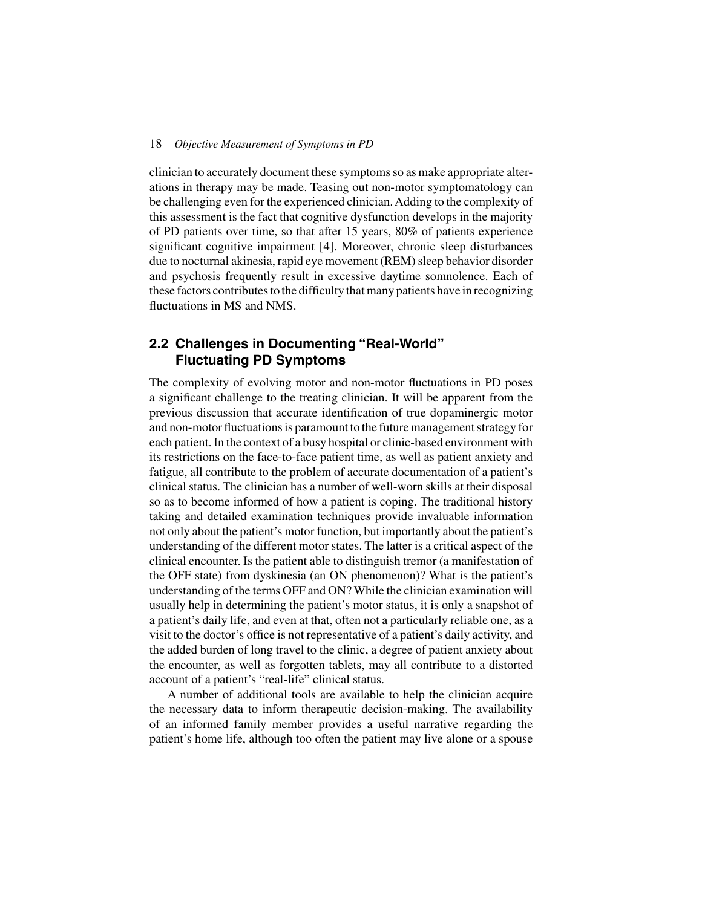clinician to accurately document these symptoms so as make appropriate alterations in therapy may be made. Teasing out non-motor symptomatology can be challenging even for the experienced clinician. Adding to the complexity of this assessment is the fact that cognitive dysfunction develops in the majority of PD patients over time, so that after 15 years, 80% of patients experience significant cognitive impairment [4]. Moreover, chronic sleep disturbances due to nocturnal akinesia, rapid eye movement (REM) sleep behavior disorder and psychosis frequently result in excessive daytime somnolence. Each of these factors contributes to the difficulty that many patients have in recognizing fluctuations in MS and NMS.

## 2.2 Challenges in Documenting "Real-World" Fluctuating PD Symptoms

The complexity of evolving motor and non-motor fluctuations in PD poses a significant challenge to the treating clinician. It will be apparent from the previous discussion that accurate identification of true dopaminergic motor and non-motor fluctuations is paramount to the future management strategy for each patient. In the context of a busy hospital or clinic-based environment with its restrictions on the face-to-face patient time, as well as patient anxiety and fatigue, all contribute to the problem of accurate documentation of a patient's clinical status. The clinician has a number of well-worn skills at their disposal so as to become informed of how a patient is coping. The traditional history taking and detailed examination techniques provide invaluable information not only about the patient's motor function, but importantly about the patient's understanding of the different motor states. The latter is a critical aspect of the clinical encounter. Is the patient able to distinguish tremor (a manifestation of the OFF state) from dyskinesia (an ON phenomenon)? What is the patient's understanding of the terms OFF and ON? While the clinician examination will usually help in determining the patient's motor status, it is only a snapshot of a patient's daily life, and even at that, often not a particularly reliable one, as a visit to the doctor's office is not representative of a patient's daily activity, and the added burden of long travel to the clinic, a degree of patient anxiety about the encounter, as well as forgotten tablets, may all contribute to a distorted account of a patient's "real-life" clinical status.

A number of additional tools are available to help the clinician acquire the necessary data to inform therapeutic decision-making. The availability of an informed family member provides a useful narrative regarding the patient's home life, although too often the patient may live alone or a spouse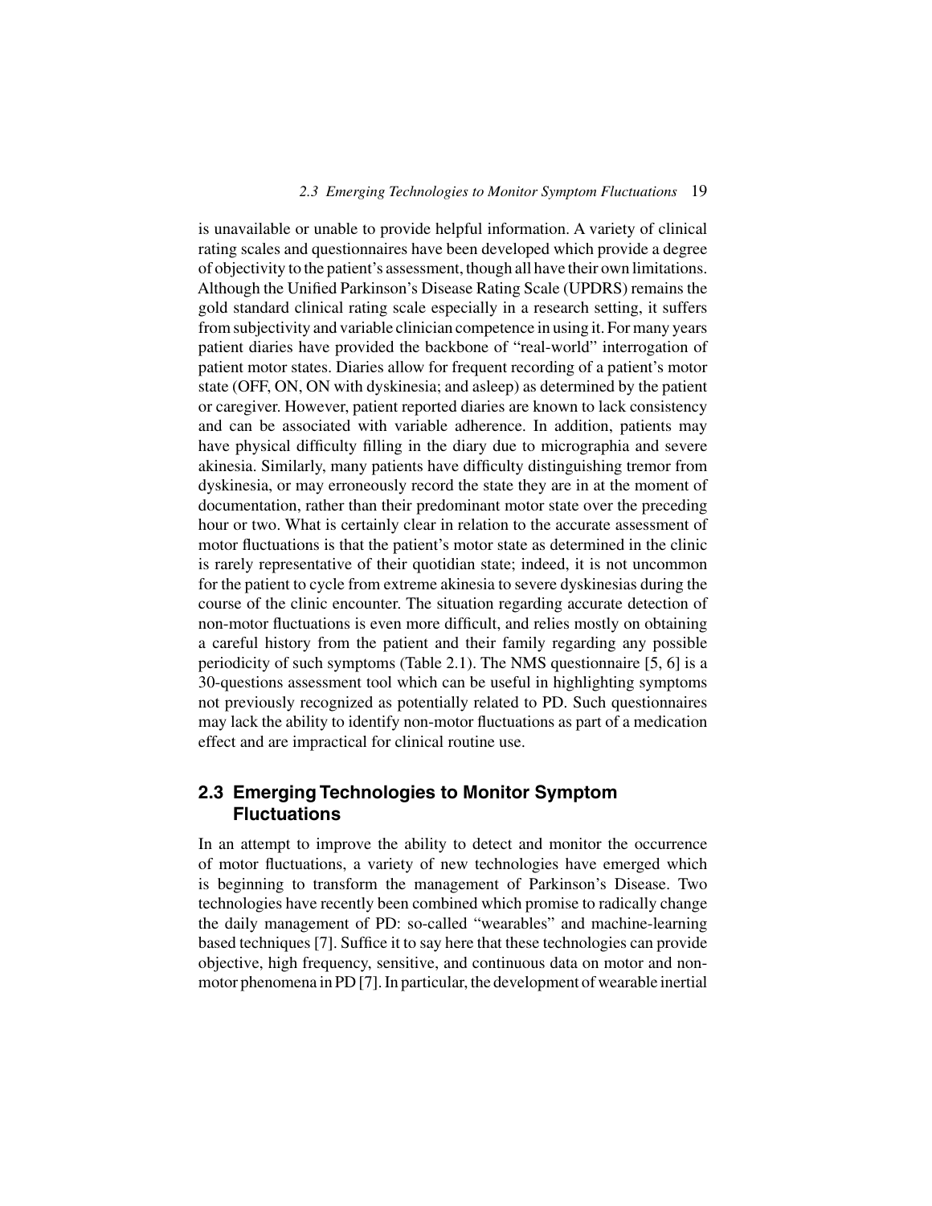is unavailable or unable to provide helpful information. A variety of clinical rating scales and questionnaires have been developed which provide a degree of objectivity to the patient's assessment, though all have their own limitations. Although the Unified Parkinson's Disease Rating Scale (UPDRS) remains the gold standard clinical rating scale especially in a research setting, it suffers from subjectivity and variable clinician competence in using it. For many years patient diaries have provided the backbone of "real-world" interrogation of patient motor states. Diaries allow for frequent recording of a patient's motor state (OFF, ON, ON with dyskinesia; and asleep) as determined by the patient or caregiver. However, patient reported diaries are known to lack consistency and can be associated with variable adherence. In addition, patients may have physical difficulty filling in the diary due to micrographia and severe akinesia. Similarly, many patients have difficulty distinguishing tremor from dyskinesia, or may erroneously record the state they are in at the moment of documentation, rather than their predominant motor state over the preceding hour or two. What is certainly clear in relation to the accurate assessment of motor fluctuations is that the patient's motor state as determined in the clinic is rarely representative of their quotidian state; indeed, it is not uncommon for the patient to cycle from extreme akinesia to severe dyskinesias during the course of the clinic encounter. The situation regarding accurate detection of non-motor fluctuations is even more difficult, and relies mostly on obtaining a careful history from the patient and their family regarding any possible periodicity of such symptoms (Table 2.1). The NMS questionnaire [5, 6] is a 30-questions assessment tool which can be useful in highlighting symptoms not previously recognized as potentially related to PD. Such questionnaires may lack the ability to identify non-motor fluctuations as part of a medication effect and are impractical for clinical routine use.

## 2.3 Emerging Technologies to Monitor Symptom Fluctuations

In an attempt to improve the ability to detect and monitor the occurrence of motor fluctuations, a variety of new technologies have emerged which is beginning to transform the management of Parkinson's Disease. Two technologies have recently been combined which promise to radically change the daily management of PD: so-called "wearables" and machine-learning based techniques [7]. Suffice it to say here that these technologies can provide objective, high frequency, sensitive, and continuous data on motor and non-motor phenomena in PD [7]. In particular, the development of wearable inertial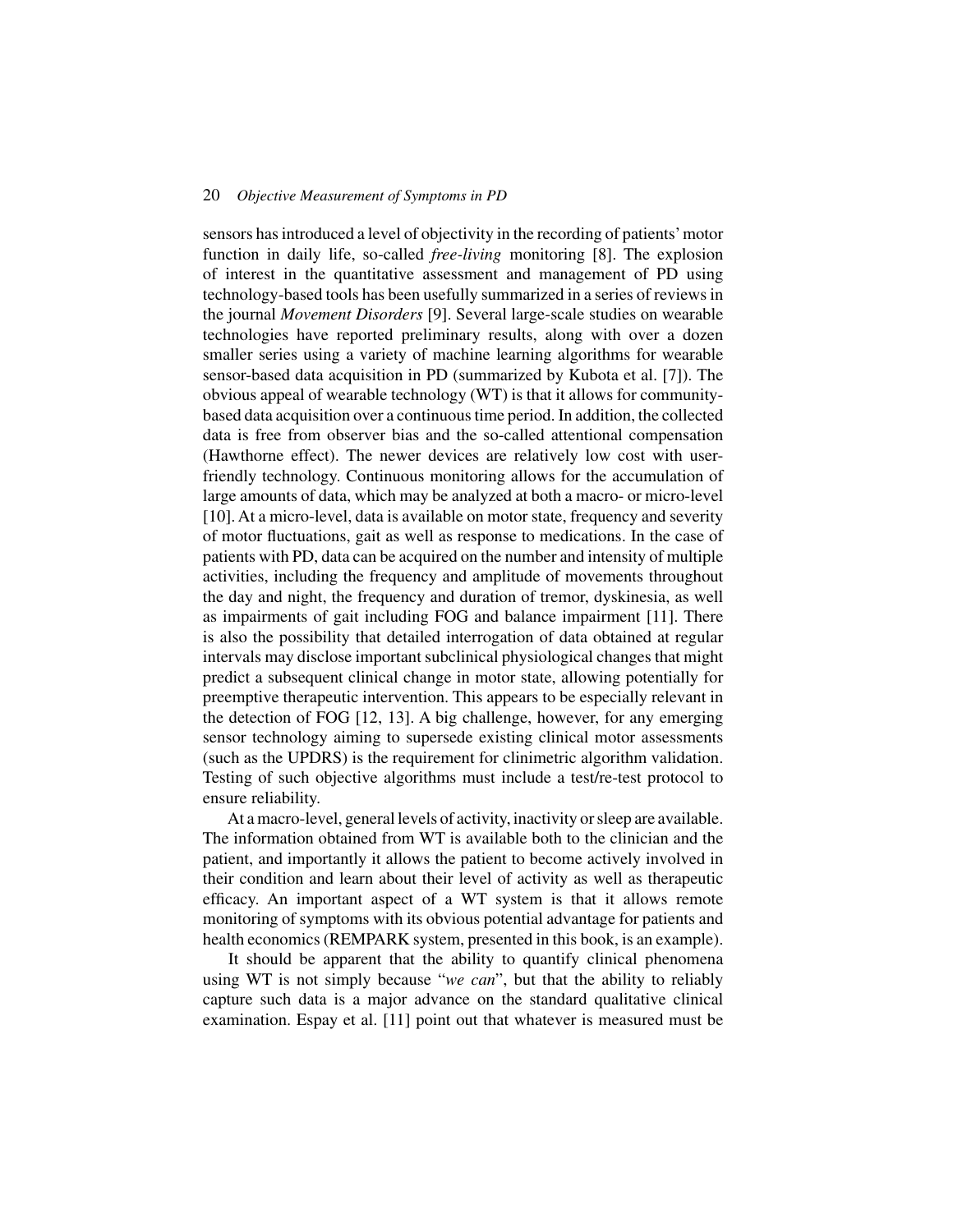sensors has introduced a level of objectivity in the recording of patients' motor function in daily life, so-called *free-living* monitoring [8]. The explosion of interest in the quantitative assessment and management of PD using technology-based tools has been usefully summarized in a series of reviews in the journal *Movement Disorders* [9]. Several large-scale studies on wearable technologies have reported preliminary results, along with over a dozen smaller series using a variety of machine learning algorithms for wearable sensor-based data acquisition in PD (summarized by Kubota et al. [7]). The obvious appeal of wearable technology (WT) is that it allows for community-based data acquisition over a continuous time period. In addition, the collected data is free from observer bias and the so-called attentional compensation (Hawthorne effect). The newer devices are relatively low cost with user-friendly technology. Continuous monitoring allows for the accumulation of large amounts of data, which may be analyzed at both a macro- or micro-level [10]. At a micro-level, data is available on motor state, frequency and severity of motor fluctuations, gait as well as response to medications. In the case of patients with PD, data can be acquired on the number and intensity of multiple activities, including the frequency and amplitude of movements throughout the day and night, the frequency and duration of tremor, dyskinesia, as well as impairments of gait including FOG and balance impairment [11]. There is also the possibility that detailed interrogation of data obtained at regular intervals may disclose important subclinical physiological changes that might predict a subsequent clinical change in motor state, allowing potentially for preemptive therapeutic intervention. This appears to be especially relevant in the detection of FOG [12, 13]. A big challenge, however, for any emerging sensor technology aiming to supersede existing clinical motor assessments (such as the UPDRS) is the requirement for clinimetric algorithm validation. Testing of such objective algorithms must include a test/re-test protocol to ensure reliability.

At a macro-level, general levels of activity, inactivity or sleep are available. The information obtained from WT is available both to the clinician and the patient, and importantly it allows the patient to become actively involved in their condition and learn about their level of activity as well as therapeutic efficacy. An important aspect of a WT system is that it allows remote monitoring of symptoms with its obvious potential advantage for patients and health economics (REMPARK system, presented in this book, is an example).

It should be apparent that the ability to quantify clinical phenomena using WT is not simply because "*we can*", but that the ability to reliably capture such data is a major advance on the standard qualitative clinical examination. Espay et al. [11] point out that whatever is measured must be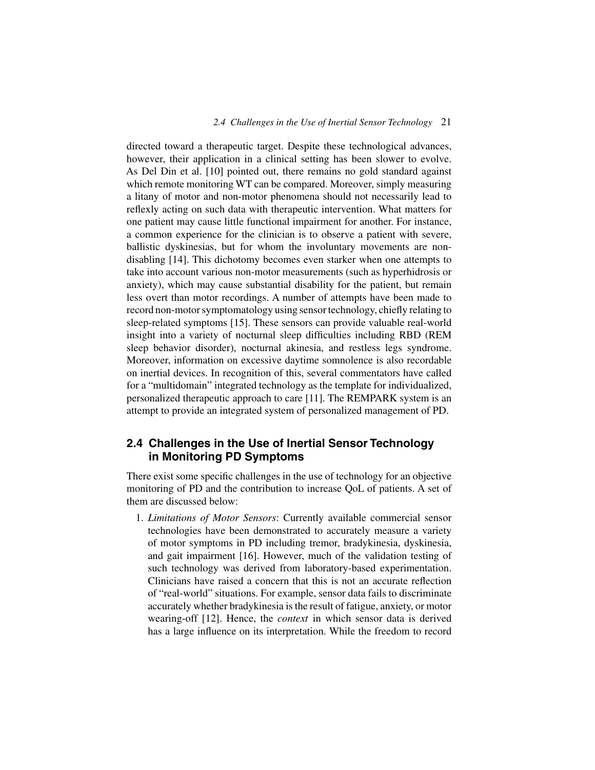directed toward a therapeutic target. Despite these technological advances, however, their application in a clinical setting has been slower to evolve. As Del Din et al. [10] pointed out, there remains no gold standard against which remote monitoring WT can be compared. Moreover, simply measuring a litany of motor and non-motor phenomena should not necessarily lead to reflexly acting on such data with therapeutic intervention. What matters for one patient may cause little functional impairment for another. For instance, a common experience for the clinician is to observe a patient with severe, ballistic dyskinesias, but for whom the involuntary movements are non-disabling [14]. This dichotomy becomes even starker when one attempts to take into account various non-motor measurements (such as hyperhidrosis or anxiety), which may cause substantial disability for the patient, but remain less overt than motor recordings. A number of attempts have been made to record non-motor symptomatology using sensor technology, chiefly relating to sleep-related symptoms [15]. These sensors can provide valuable real-world insight into a variety of nocturnal sleep difficulties including RBD (REM sleep behavior disorder), nocturnal akinesia, and restless legs syndrome. Moreover, information on excessive daytime somnolence is also recordable on inertial devices. In recognition of this, several commentators have called for a "multidomain" integrated technology as the template for individualized, personalized therapeutic approach to care [11]. The REMPARK system is an attempt to provide an integrated system of personalized management of PD.

## 2.4 Challenges in the Use of Inertial Sensor Technology in Monitoring PD Symptoms

There exist some specific challenges in the use of technology for an objective monitoring of PD and the contribution to increase QoL of patients. A set of them are discussed below:

1. *Limitations of Motor Sensors*: Currently available commercial sensor technologies have been demonstrated to accurately measure a variety of motor symptoms in PD including tremor, bradykinesia, dyskinesia, and gait impairment [16]. However, much of the validation testing of such technology was derived from laboratory-based experimentation. Clinicians have raised a concern that this is not an accurate reflection of "real-world" situations. For example, sensor data fails to discriminate accurately whether bradykinesia is the result of fatigue, anxiety, or motor wearing-off [12]. Hence, the *context* in which sensor data is derived has a large influence on its interpretation. While the freedom to record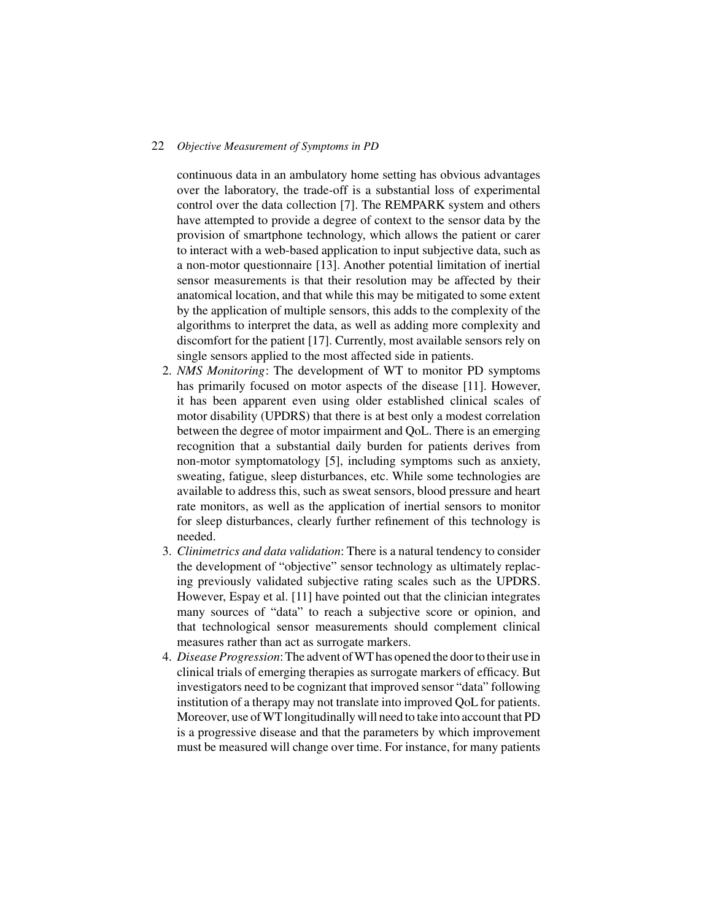continuous data in an ambulatory home setting has obvious advantages over the laboratory, the trade-off is a substantial loss of experimental control over the data collection [7]. The REMPARK system and others have attempted to provide a degree of context to the sensor data by the provision of smartphone technology, which allows the patient or carer to interact with a web-based application to input subjective data, such as a non-motor questionnaire [13]. Another potential limitation of inertial sensor measurements is that their resolution may be affected by their anatomical location, and that while this may be mitigated to some extent by the application of multiple sensors, this adds to the complexity of the algorithms to interpret the data, as well as adding more complexity and discomfort for the patient [17]. Currently, most available sensors rely on single sensors applied to the most affected side in patients.

2. *NMS Monitoring*: The development of WT to monitor PD symptoms has primarily focused on motor aspects of the disease [11]. However, it has been apparent even using older established clinical scales of motor disability (UPDRS) that there is at best only a modest correlation between the degree of motor impairment and QoL. There is an emerging recognition that a substantial daily burden for patients derives from non-motor symptomatology [5], including symptoms such as anxiety, sweating, fatigue, sleep disturbances, etc. While some technologies are available to address this, such as sweat sensors, blood pressure and heart rate monitors, as well as the application of inertial sensors to monitor for sleep disturbances, clearly further refinement of this technology is needed.
3. *Clinimetrics and data validation*: There is a natural tendency to consider the development of "objective" sensor technology as ultimately replacing previously validated subjective rating scales such as the UPDRS. However, Espay et al. [11] have pointed out that the clinician integrates many sources of "data" to reach a subjective score or opinion, and that technological sensor measurements should complement clinical measures rather than act as surrogate markers.
4. *Disease Progression*: The advent of WT has opened the door to their use in clinical trials of emerging therapies as surrogate markers of efficacy. But investigators need to be cognizant that improved sensor "data" following institution of a therapy may not translate into improved QoL for patients. Moreover, use of WT longitudinally will need to take into account that PD is a progressive disease and that the parameters by which improvement must be measured will change over time. For instance, for many patients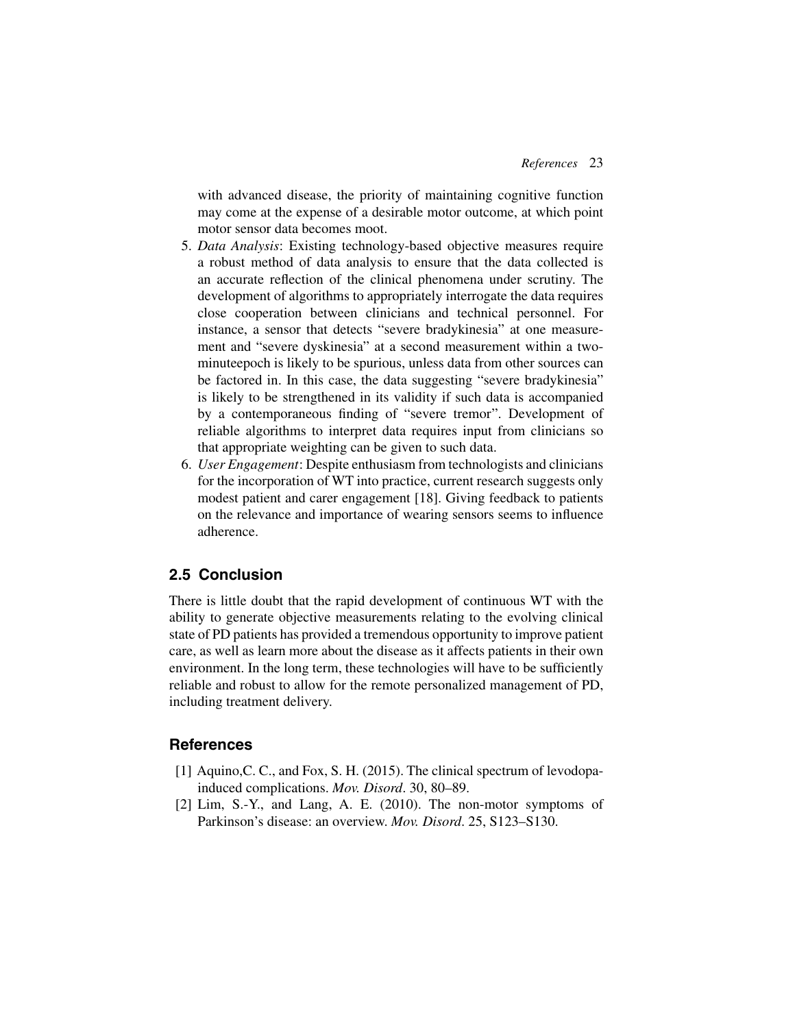with advanced disease, the priority of maintaining cognitive function may come at the expense of a desirable motor outcome, at which point motor sensor data becomes moot.

5. *Data Analysis*: Existing technology-based objective measures require a robust method of data analysis to ensure that the data collected is an accurate reflection of the clinical phenomena under scrutiny. The development of algorithms to appropriately interrogate the data requires close cooperation between clinicians and technical personnel. For instance, a sensor that detects "severe bradykinesia" at one measurement and "severe dyskinesia" at a second measurement within a two-minuteepoch is likely to be spurious, unless data from other sources can be factored in. In this case, the data suggesting "severe bradykinesia" is likely to be strengthened in its validity if such data is accompanied by a contemporaneous finding of "severe tremor". Development of reliable algorithms to interpret data requires input from clinicians so that appropriate weighting can be given to such data.
6. *User Engagement*: Despite enthusiasm from technologists and clinicians for the incorporation of WT into practice, current research suggests only modest patient and carer engagement [18]. Giving feedback to patients on the relevance and importance of wearing sensors seems to influence adherence.

## 2.5 Conclusion

There is little doubt that the rapid development of continuous WT with the ability to generate objective measurements relating to the evolving clinical state of PD patients has provided a tremendous opportunity to improve patient care, as well as learn more about the disease as it affects patients in their own environment. In the long term, these technologies will have to be sufficiently reliable and robust to allow for the remote personalized management of PD, including treatment delivery.

## References

[1] Aquino,C. C., and Fox, S. H. (2015). The clinical spectrum of levodopa-induced complications. *Mov. Disord*. 30, 80–89.

[2] Lim, S.-Y., and Lang, A. E. (2010). The non-motor symptoms of Parkinson's disease: an overview. *Mov. Disord*. 25, S123–S130.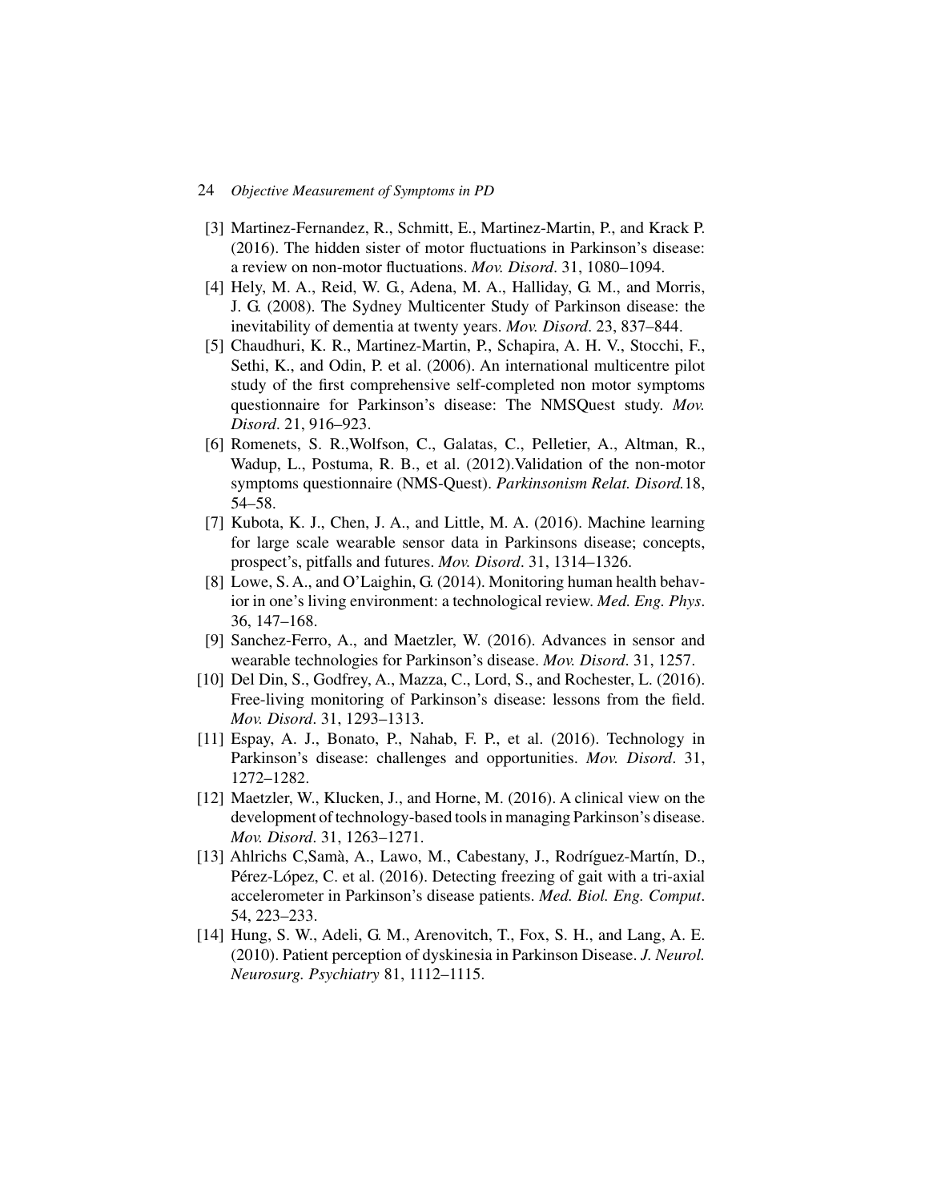[3] Martinez-Fernandez, R., Schmitt, E., Martinez-Martin, P., and Krack P. (2016). The hidden sister of motor fluctuations in Parkinson's disease: a review on non-motor fluctuations. *Mov. Disord*. 31, 1080–1094.

[4] Hely, M. A., Reid, W. G., Adena, M. A., Halliday, G. M., and Morris, J. G. (2008). The Sydney Multicenter Study of Parkinson disease: the inevitability of dementia at twenty years. *Mov. Disord*. 23, 837–844.

[5] Chaudhuri, K. R., Martinez-Martin, P., Schapira, A. H. V., Stocchi, F., Sethi, K., and Odin, P. et al. (2006). An international multicentre pilot study of the first comprehensive self-completed non motor symptoms questionnaire for Parkinson's disease: The NMSQuest study. *Mov. Disord*. 21, 916–923.

[6] Romenets, S. R.,Wolfson, C., Galatas, C., Pelletier, A., Altman, R., Wadup, L., Postuma, R. B., et al. (2012).Validation of the non-motor symptoms questionnaire (NMS-Quest). *Parkinsonism Relat. Disord.*18, 54–58.

[7] Kubota, K. J., Chen, J. A., and Little, M. A. (2016). Machine learning for large scale wearable sensor data in Parkinsons disease; concepts, prospect's, pitfalls and futures. *Mov. Disord*. 31, 1314–1326.

[8] Lowe, S. A., and O'Laighin, G. (2014). Monitoring human health behavior in one's living environment: a technological review. *Med. Eng. Phys*. 36, 147–168.

[9] Sanchez-Ferro, A., and Maetzler, W. (2016). Advances in sensor and wearable technologies for Parkinson's disease. *Mov. Disord*. 31, 1257.

[10] Del Din, S., Godfrey, A., Mazza, C., Lord, S., and Rochester, L. (2016). Free-living monitoring of Parkinson's disease: lessons from the field. *Mov. Disord*. 31, 1293–1313.

[11] Espay, A. J., Bonato, P., Nahab, F. P., et al. (2016). Technology in Parkinson's disease: challenges and opportunities. *Mov. Disord*. 31, 1272–1282.

[12] Maetzler, W., Klucken, J., and Horne, M. (2016). A clinical view on the development of technology-based tools in managing Parkinson's disease. *Mov. Disord*. 31, 1263–1271.

[13] Ahlrichs C,Samà, A., Lawo, M., Cabestany, J., Rodríguez-Martín, D., Pérez-López, C. et al. (2016). Detecting freezing of gait with a tri-axial accelerometer in Parkinson's disease patients. *Med. Biol. Eng. Comput*. 54, 223–233.

[14] Hung, S. W., Adeli, G. M., Arenovitch, T., Fox, S. H., and Lang, A. E. (2010). Patient perception of dyskinesia in Parkinson Disease. *J. Neurol. Neurosurg. Psychiatry* 81, 1112–1115.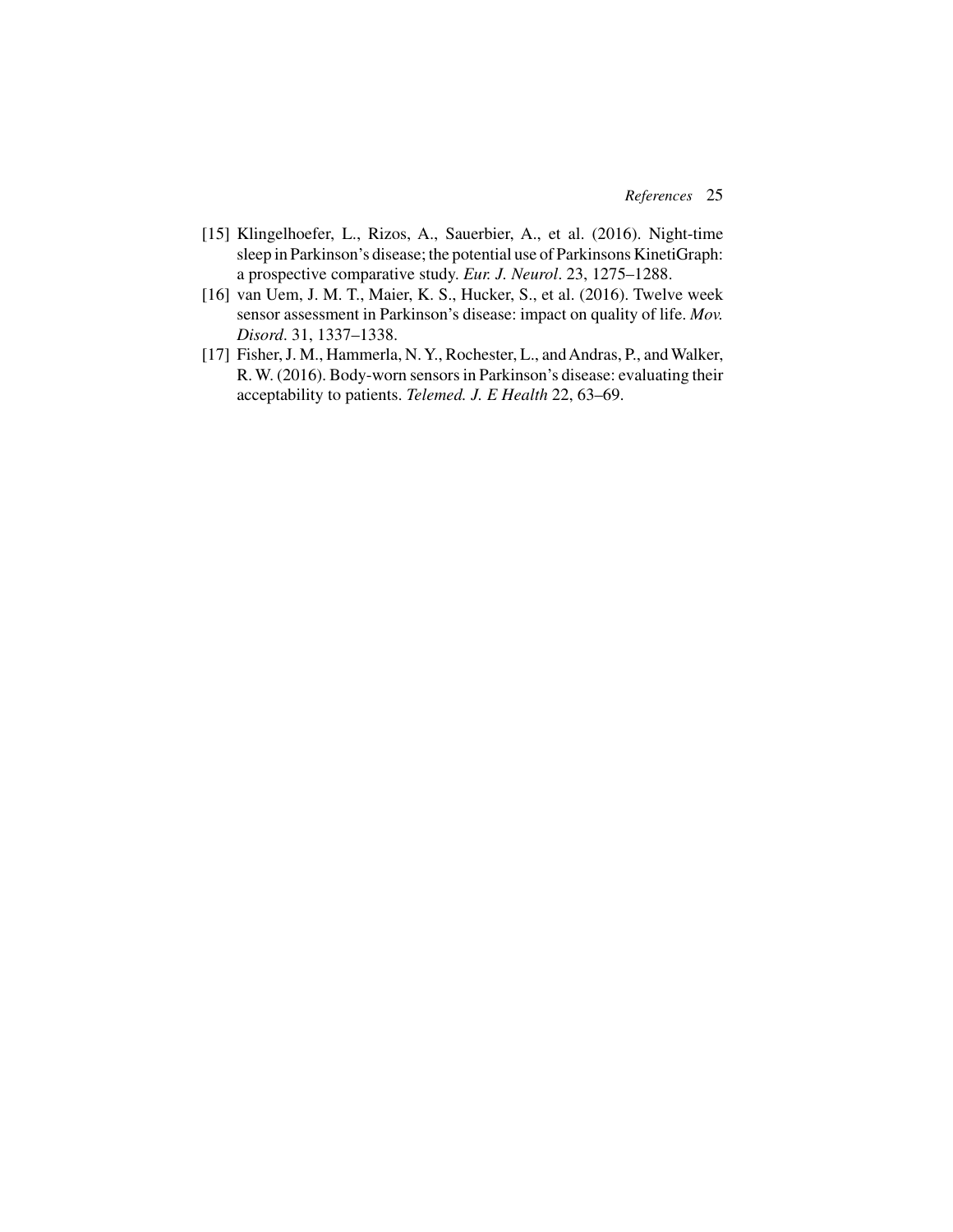[15] Klingelhoefer, L., Rizos, A., Sauerbier, A., et al. (2016). Night-time sleep in Parkinson's disease; the potential use of Parkinsons KinetiGraph: a prospective comparative study. *Eur. J. Neurol*. 23, 1275–1288.

[16] van Uem, J. M. T., Maier, K. S., Hucker, S., et al. (2016). Twelve week sensor assessment in Parkinson's disease: impact on quality of life. *Mov. Disord*. 31, 1337–1338.

[17] Fisher, J. M., Hammerla, N. Y., Rochester, L., and Andras, P., and Walker, R. W. (2016). Body-worn sensors in Parkinson's disease: evaluating their acceptability to patients. *Telemed. J. E Health* 22, 63–69.